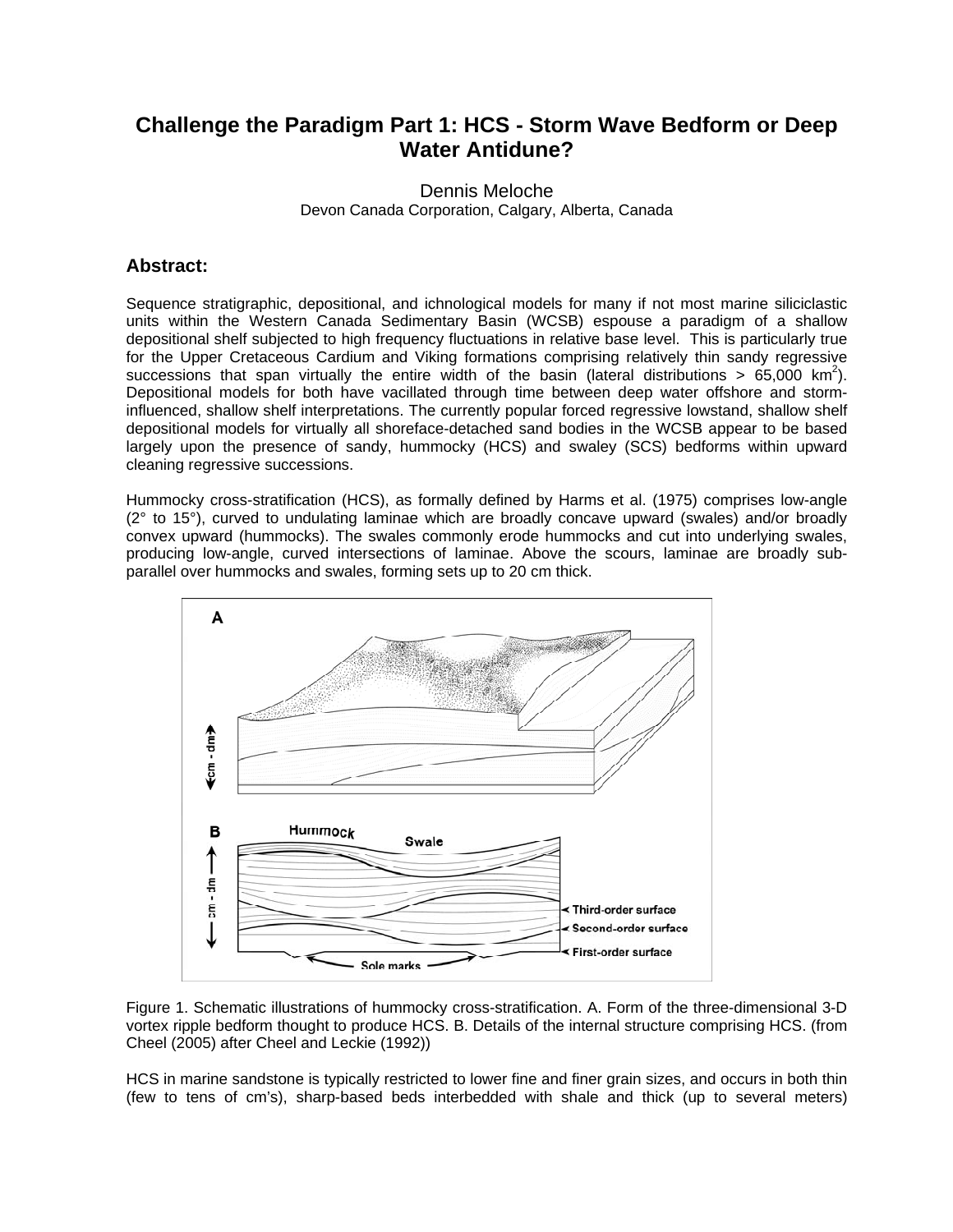# Challenge the Paradigm Part 1: HCS - Storm Wave Bedform or Deep Water Antidune?

Dennis Meloche
Devon Canada Corporation, Calgary, Alberta, Canada

## Abstract:

Sequence stratigraphic, depositional, and ichnological models for many if not most marine siliciclastic units within the Western Canada Sedimentary Basin (WCSB) espouse a paradigm of a shallow depositional shelf subjected to high frequency fluctuations in relative base level. This is particularly true for the Upper Cretaceous Cardium and Viking formations comprising relatively thin sandy regressive successions that span virtually the entire width of the basin (lateral distributions > 65,000 km$^2$). Depositional models for both have vacillated through time between deep water offshore and storm-influenced, shallow shelf interpretations. The currently popular forced regressive lowstand, shallow shelf depositional models for virtually all shoreface-detached sand bodies in the WCSB appear to be based largely upon the presence of sandy, hummocky (HCS) and swaley (SCS) bedforms within upward cleaning regressive successions.

Hummocky cross-stratification (HCS), as formally defined by Harms et al. (1975) comprises low-angle (2° to 15°), curved to undulating laminae which are broadly concave upward (swales) and/or broadly convex upward (hummocks). The swales commonly erode hummocks and cut into underlying swales, producing low-angle, curved intersections of laminae. Above the scours, laminae are broadly sub-parallel over hummocks and swales, forming sets up to 20 cm thick.

Figure 1. Schematic illustrations of hummocky cross-stratification. A. Form of the three-dimensional 3-D vortex ripple bedform thought to produce HCS. B. Details of the internal structure comprising HCS. (from Cheel (2005) after Cheel and Leckie (1992))

HCS in marine sandstone is typically restricted to lower fine and finer grain sizes, and occurs in both thin (few to tens of cm's), sharp-based beds interbedded with shale and thick (up to several meters)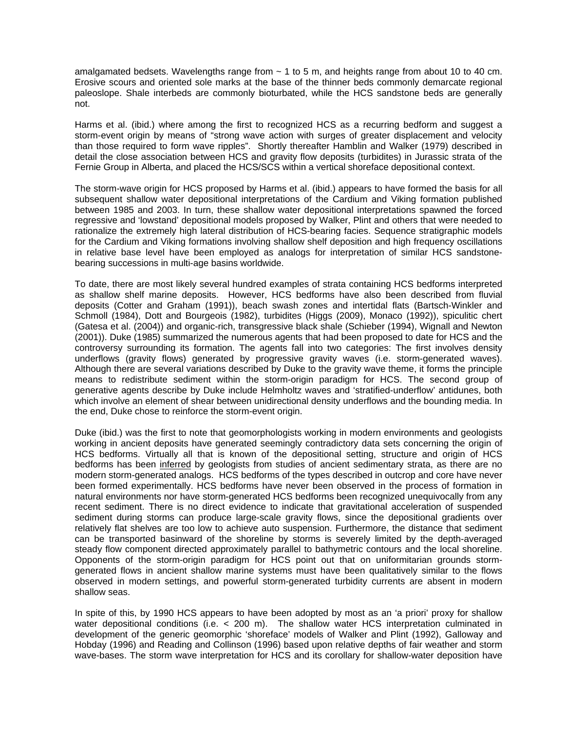amalgamated bedsets. Wavelengths range from ~ 1 to 5 m, and heights range from about 10 to 40 cm. Erosive scours and oriented sole marks at the base of the thinner beds commonly demarcate regional paleoslope. Shale interbeds are commonly bioturbated, while the HCS sandstone beds are generally not.

Harms et al. (ibid.) where among the first to recognized HCS as a recurring bedform and suggest a storm-event origin by means of "strong wave action with surges of greater displacement and velocity than those required to form wave ripples". Shortly thereafter Hamblin and Walker (1979) described in detail the close association between HCS and gravity flow deposits (turbidites) in Jurassic strata of the Fernie Group in Alberta, and placed the HCS/SCS within a vertical shoreface depositional context.

The storm-wave origin for HCS proposed by Harms et al. (ibid.) appears to have formed the basis for all subsequent shallow water depositional interpretations of the Cardium and Viking formation published between 1985 and 2003. In turn, these shallow water depositional interpretations spawned the forced regressive and 'lowstand' depositional models proposed by Walker, Plint and others that were needed to rationalize the extremely high lateral distribution of HCS-bearing facies. Sequence stratigraphic models for the Cardium and Viking formations involving shallow shelf deposition and high frequency oscillations in relative base level have been employed as analogs for interpretation of similar HCS sandstone-bearing successions in multi-age basins worldwide.

To date, there are most likely several hundred examples of strata containing HCS bedforms interpreted as shallow shelf marine deposits. However, HCS bedforms have also been described from fluvial deposits (Cotter and Graham (1991)), beach swash zones and intertidal flats (Bartsch-Winkler and Schmoll (1984), Dott and Bourgeois (1982), turbidites (Higgs (2009), Monaco (1992)), spiculitic chert (Gatesa et al. (2004)) and organic-rich, transgressive black shale (Schieber (1994), Wignall and Newton (2001)). Duke (1985) summarized the numerous agents that had been proposed to date for HCS and the controversy surrounding its formation. The agents fall into two categories: The first involves density underflows (gravity flows) generated by progressive gravity waves (i.e. storm-generated waves). Although there are several variations described by Duke to the gravity wave theme, it forms the principle means to redistribute sediment within the storm-origin paradigm for HCS. The second group of generative agents describe by Duke include Helmholtz waves and 'stratified-underflow' antidunes, both which involve an element of shear between unidirectional density underflows and the bounding media. In the end, Duke chose to reinforce the storm-event origin.

Duke (ibid.) was the first to note that geomorphologists working in modern environments and geologists working in ancient deposits have generated seemingly contradictory data sets concerning the origin of HCS bedforms. Virtually all that is known of the depositional setting, structure and origin of HCS bedforms has been <u>inferred</u> by geologists from studies of ancient sedimentary strata, as there are no modern storm-generated analogs. HCS bedforms of the types described in outcrop and core have never been formed experimentally. HCS bedforms have never been observed in the process of formation in natural environments nor have storm-generated HCS bedforms been recognized unequivocally from any recent sediment. There is no direct evidence to indicate that gravitational acceleration of suspended sediment during storms can produce large-scale gravity flows, since the depositional gradients over relatively flat shelves are too low to achieve auto suspension. Furthermore, the distance that sediment can be transported basinward of the shoreline by storms is severely limited by the depth-averaged steady flow component directed approximately parallel to bathymetric contours and the local shoreline. Opponents of the storm-origin paradigm for HCS point out that on uniformitarian grounds storm-generated flows in ancient shallow marine systems must have been qualitatively similar to the flows observed in modern settings, and powerful storm-generated turbidity currents are absent in modern shallow seas.

In spite of this, by 1990 HCS appears to have been adopted by most as an 'a priori' proxy for shallow water depositional conditions (i.e. < 200 m). The shallow water HCS interpretation culminated in development of the generic geomorphic 'shoreface' models of Walker and Plint (1992), Galloway and Hobday (1996) and Reading and Collinson (1996) based upon relative depths of fair weather and storm wave-bases. The storm wave interpretation for HCS and its corollary for shallow-water deposition have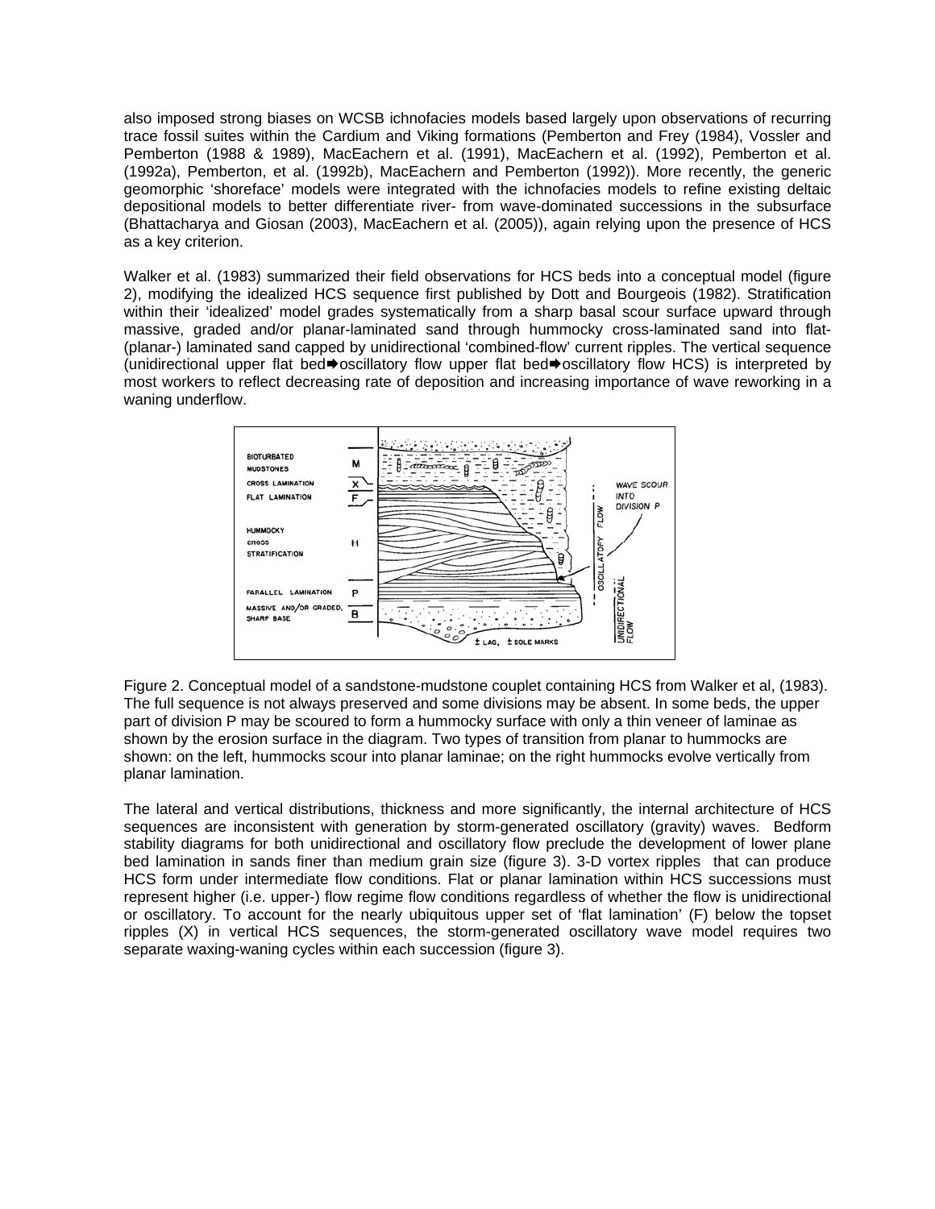also imposed strong biases on WCSB ichnofacies models based largely upon observations of recurring trace fossil suites within the Cardium and Viking formations (Pemberton and Frey (1984), Vossler and Pemberton (1988 & 1989), MacEachern et al. (1991), MacEachern et al. (1992), Pemberton et al. (1992a), Pemberton, et al. (1992b), MacEachern and Pemberton (1992)). More recently, the generic geomorphic 'shoreface' models were integrated with the ichnofacies models to refine existing deltaic depositional models to better differentiate river- from wave-dominated successions in the subsurface (Bhattacharya and Giosan (2003), MacEachern et al. (2005)), again relying upon the presence of HCS as a key criterion.

Walker et al. (1983) summarized their field observations for HCS beds into a conceptual model (figure 2), modifying the idealized HCS sequence first published by Dott and Bourgeois (1982). Stratification within their 'idealized' model grades systematically from a sharp basal scour surface upward through massive, graded and/or planar-laminated sand through hummocky cross-laminated sand into flat- (planar-) laminated sand capped by unidirectional 'combined-flow' current ripples. The vertical sequence (unidirectional upper flat bed➡oscillatory flow upper flat bed➡oscillatory flow HCS) is interpreted by most workers to reflect decreasing rate of deposition and increasing importance of wave reworking in a waning underflow.

Figure 2. Conceptual model of a sandstone-mudstone couplet containing HCS from Walker et al, (1983). The full sequence is not always preserved and some divisions may be absent. In some beds, the upper part of division P may be scoured to form a hummocky surface with only a thin veneer of laminae as shown by the erosion surface in the diagram. Two types of transition from planar to hummocks are shown: on the left, hummocks scour into planar laminae; on the right hummocks evolve vertically from planar lamination.

The lateral and vertical distributions, thickness and more significantly, the internal architecture of HCS sequences are inconsistent with generation by storm-generated oscillatory (gravity) waves. Bedform stability diagrams for both unidirectional and oscillatory flow preclude the development of lower plane bed lamination in sands finer than medium grain size (figure 3). 3-D vortex ripples that can produce HCS form under intermediate flow conditions. Flat or planar lamination within HCS successions must represent higher (i.e. upper-) flow regime flow conditions regardless of whether the flow is unidirectional or oscillatory. To account for the nearly ubiquitous upper set of 'flat lamination' (F) below the topset ripples (X) in vertical HCS sequences, the storm-generated oscillatory wave model requires two separate waxing-waning cycles within each succession (figure 3).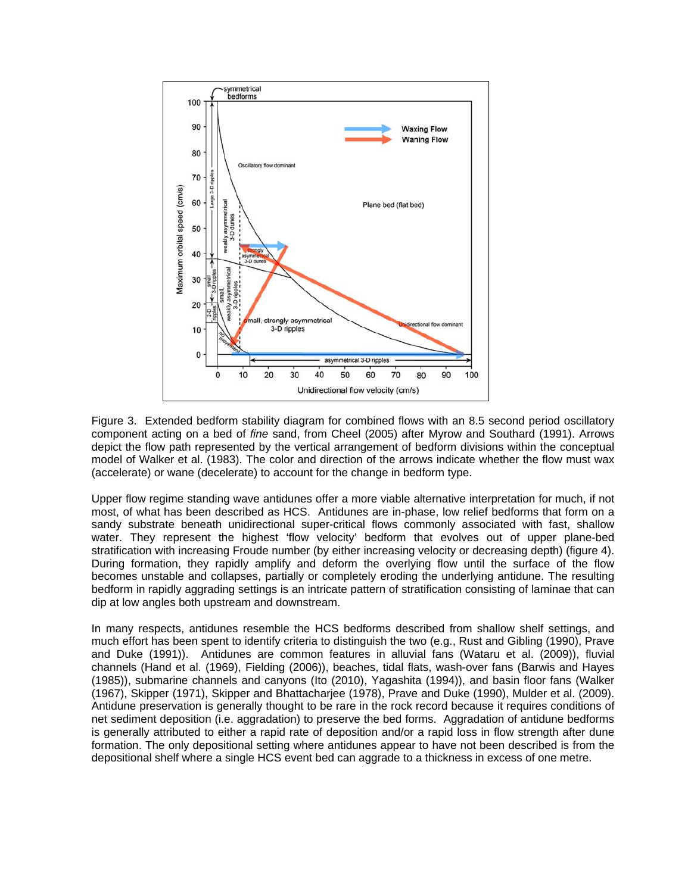Figure 3. Extended bedform stability diagram for combined flows with an 8.5 second period oscillatory component acting on a bed of *fine* sand, from Cheel (2005) after Myrow and Southard (1991). Arrows depict the flow path represented by the vertical arrangement of bedform divisions within the conceptual model of Walker et al. (1983). The color and direction of the arrows indicate whether the flow must wax (accelerate) or wane (decelerate) to account for the change in bedform type.

Upper flow regime standing wave antidunes offer a more viable alternative interpretation for much, if not most, of what has been described as HCS. Antidunes are in-phase, low relief bedforms that form on a sandy substrate beneath unidirectional super-critical flows commonly associated with fast, shallow water. They represent the highest 'flow velocity' bedform that evolves out of upper plane-bed stratification with increasing Froude number (by either increasing velocity or decreasing depth) (figure 4). During formation, they rapidly amplify and deform the overlying flow until the surface of the flow becomes unstable and collapses, partially or completely eroding the underlying antidune. The resulting bedform in rapidly aggrading settings is an intricate pattern of stratification consisting of laminae that can dip at low angles both upstream and downstream.

In many respects, antidunes resemble the HCS bedforms described from shallow shelf settings, and much effort has been spent to identify criteria to distinguish the two (e.g., Rust and Gibling (1990), Prave and Duke (1991)). Antidunes are common features in alluvial fans (Wataru et al. (2009)), fluvial channels (Hand et al. (1969), Fielding (2006)), beaches, tidal flats, wash-over fans (Barwis and Hayes (1985)), submarine channels and canyons (Ito (2010), Yagashita (1994)), and basin floor fans (Walker (1967), Skipper (1971), Skipper and Bhattacharjee (1978), Prave and Duke (1990), Mulder et al. (2009). Antidune preservation is generally thought to be rare in the rock record because it requires conditions of net sediment deposition (i.e. aggradation) to preserve the bed forms. Aggradation of antidune bedforms is generally attributed to either a rapid rate of deposition and/or a rapid loss in flow strength after dune formation. The only depositional setting where antidunes appear to have not been described is from the depositional shelf where a single HCS event bed can aggrade to a thickness in excess of one metre.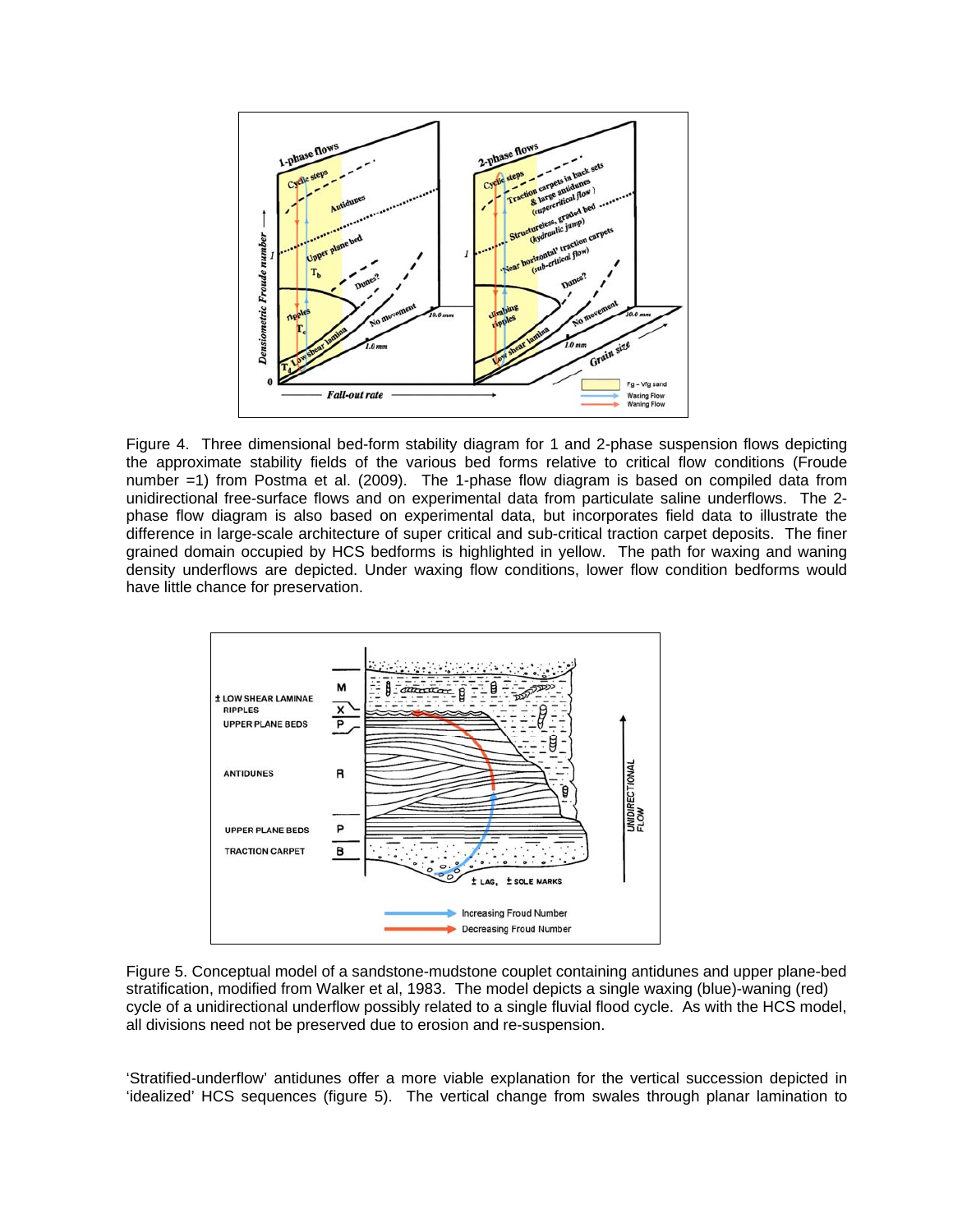Figure 4. Three dimensional bed-form stability diagram for 1 and 2-phase suspension flows depicting the approximate stability fields of the various bed forms relative to critical flow conditions (Froude number =1) from Postma et al. (2009). The 1-phase flow diagram is based on compiled data from unidirectional free-surface flows and on experimental data from particulate saline underflows. The 2-phase flow diagram is also based on experimental data, but incorporates field data to illustrate the difference in large-scale architecture of super critical and sub-critical traction carpet deposits. The finer grained domain occupied by HCS bedforms is highlighted in yellow. The path for waxing and waning density underflows are depicted. Under waxing flow conditions, lower flow condition bedforms would have little chance for preservation.

Figure 5. Conceptual model of a sandstone-mudstone couplet containing antidunes and upper plane-bed stratification, modified from Walker et al, 1983. The model depicts a single waxing (blue)-waning (red) cycle of a unidirectional underflow possibly related to a single fluvial flood cycle. As with the HCS model, all divisions need not be preserved due to erosion and re-suspension.

'Stratified-underflow' antidunes offer a more viable explanation for the vertical succession depicted in 'idealized' HCS sequences (figure 5). The vertical change from swales through planar lamination to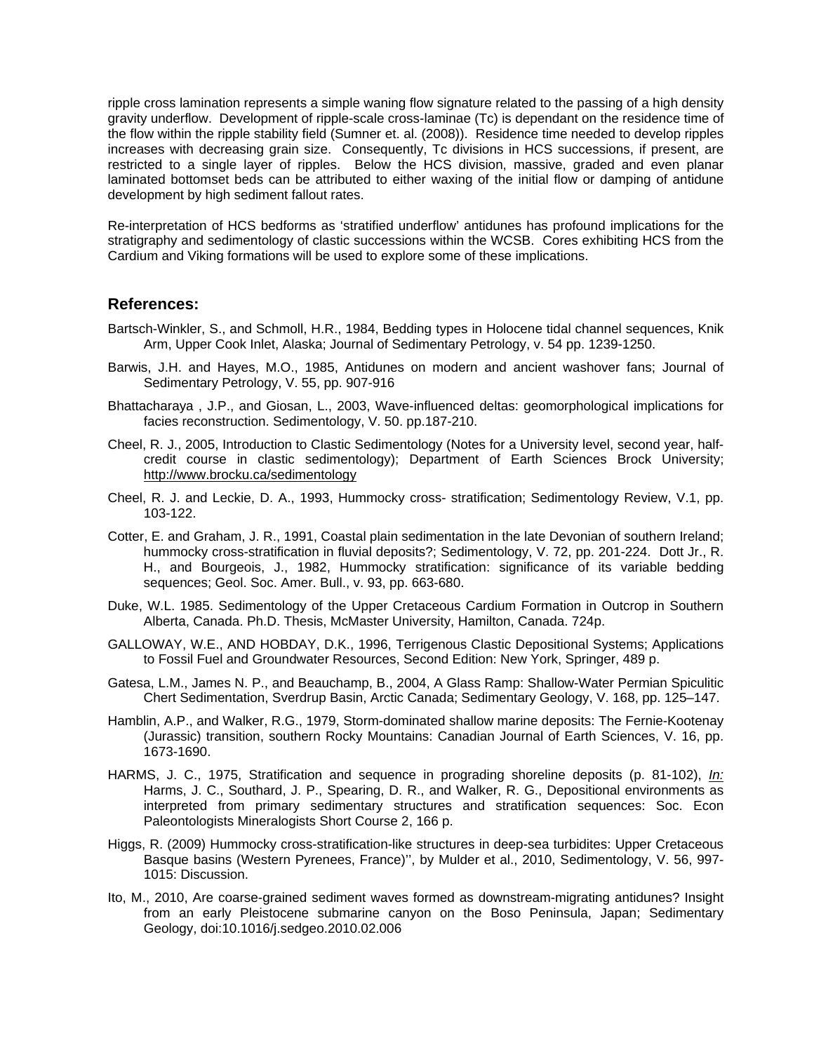ripple cross lamination represents a simple waning flow signature related to the passing of a high density gravity underflow. Development of ripple-scale cross-laminae (Tc) is dependant on the residence time of the flow within the ripple stability field (Sumner et. al. (2008)). Residence time needed to develop ripples increases with decreasing grain size. Consequently, Tc divisions in HCS successions, if present, are restricted to a single layer of ripples. Below the HCS division, massive, graded and even planar laminated bottomset beds can be attributed to either waxing of the initial flow or damping of antidune development by high sediment fallout rates.

Re-interpretation of HCS bedforms as 'stratified underflow' antidunes has profound implications for the stratigraphy and sedimentology of clastic successions within the WCSB. Cores exhibiting HCS from the Cardium and Viking formations will be used to explore some of these implications.

## References:

Bartsch-Winkler, S., and Schmoll, H.R., 1984, Bedding types in Holocene tidal channel sequences, Knik Arm, Upper Cook Inlet, Alaska; Journal of Sedimentary Petrology, v. 54 pp. 1239-1250.

Barwis, J.H. and Hayes, M.O., 1985, Antidunes on modern and ancient washover fans; Journal of Sedimentary Petrology, V. 55, pp. 907-916

Bhattacharaya , J.P., and Giosan, L., 2003, Wave-influenced deltas: geomorphological implications for facies reconstruction. Sedimentology, V. 50. pp.187-210.

Cheel, R. J., 2005, Introduction to Clastic Sedimentology (Notes for a University level, second year, half-credit course in clastic sedimentology); Department of Earth Sciences Brock University; http://www.brocku.ca/sedimentology

Cheel, R. J. and Leckie, D. A., 1993, Hummocky cross- stratification; Sedimentology Review, V.1, pp. 103-122.

Cotter, E. and Graham, J. R., 1991, Coastal plain sedimentation in the late Devonian of southern Ireland; hummocky cross-stratification in fluvial deposits?; Sedimentology, V. 72, pp. 201-224. Dott Jr., R. H., and Bourgeois, J., 1982, Hummocky stratification: significance of its variable bedding sequences; Geol. Soc. Amer. Bull., v. 93, pp. 663-680.

Duke, W.L. 1985. Sedimentology of the Upper Cretaceous Cardium Formation in Outcrop in Southern Alberta, Canada. Ph.D. Thesis, McMaster University, Hamilton, Canada. 724p.

GALLOWAY, W.E., AND HOBDAY, D.K., 1996, Terrigenous Clastic Depositional Systems; Applications to Fossil Fuel and Groundwater Resources, Second Edition: New York, Springer, 489 p.

Gatesa, L.M., James N. P., and Beauchamp, B., 2004, A Glass Ramp: Shallow-Water Permian Spiculitic Chert Sedimentation, Sverdrup Basin, Arctic Canada; Sedimentary Geology, V. 168, pp. 125–147.

Hamblin, A.P., and Walker, R.G., 1979, Storm-dominated shallow marine deposits: The Fernie-Kootenay (Jurassic) transition, southern Rocky Mountains: Canadian Journal of Earth Sciences, V. 16, pp. 1673-1690.

HARMS, J. C., 1975, Stratification and sequence in prograding shoreline deposits (p. 81-102), *In:* Harms, J. C., Southard, J. P., Spearing, D. R., and Walker, R. G., Depositional environments as interpreted from primary sedimentary structures and stratification sequences: Soc. Econ Paleontologists Mineralogists Short Course 2, 166 p.

Higgs, R. (2009) Hummocky cross-stratification-like structures in deep-sea turbidites: Upper Cretaceous Basque basins (Western Pyrenees, France)'', by Mulder et al., 2010, Sedimentology, V. 56, 997-1015: Discussion.

Ito, M., 2010, Are coarse-grained sediment waves formed as downstream-migrating antidunes? Insight from an early Pleistocene submarine canyon on the Boso Peninsula, Japan; Sedimentary Geology, doi:10.1016/j.sedgeo.2010.02.006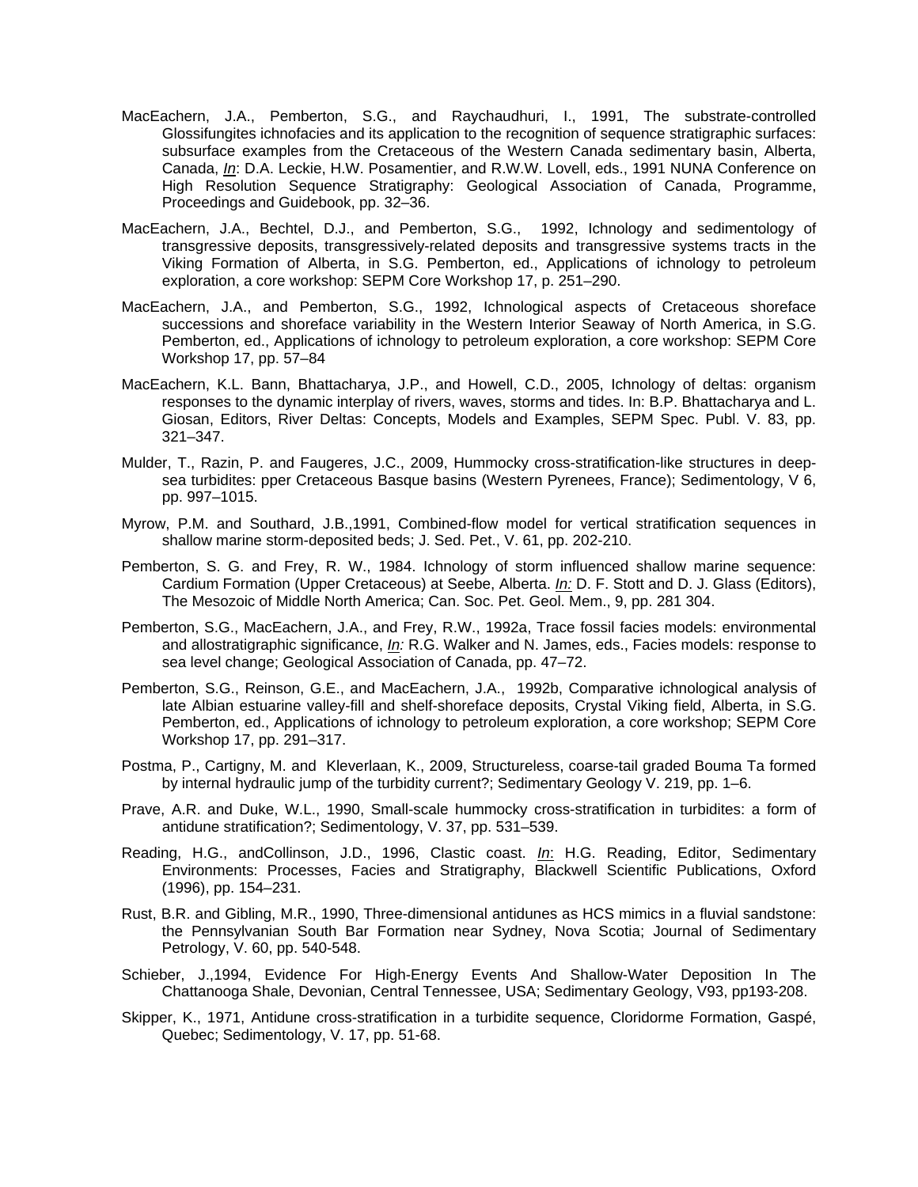MacEachern, J.A., Pemberton, S.G., and Raychaudhuri, I., 1991, The substrate-controlled Glossifungites ichnofacies and its application to the recognition of sequence stratigraphic surfaces: subsurface examples from the Cretaceous of the Western Canada sedimentary basin, Alberta, Canada, *In*: D.A. Leckie, H.W. Posamentier, and R.W.W. Lovell, eds., 1991 NUNA Conference on High Resolution Sequence Stratigraphy: Geological Association of Canada, Programme, Proceedings and Guidebook, pp. 32–36.

MacEachern, J.A., Bechtel, D.J., and Pemberton, S.G., 1992, Ichnology and sedimentology of transgressive deposits, transgressively-related deposits and transgressive systems tracts in the Viking Formation of Alberta, in S.G. Pemberton, ed., Applications of ichnology to petroleum exploration, a core workshop: SEPM Core Workshop 17, p. 251–290.

MacEachern, J.A., and Pemberton, S.G., 1992, Ichnological aspects of Cretaceous shoreface successions and shoreface variability in the Western Interior Seaway of North America, in S.G. Pemberton, ed., Applications of ichnology to petroleum exploration, a core workshop: SEPM Core Workshop 17, pp. 57–84

MacEachern, K.L. Bann, Bhattacharya, J.P., and Howell, C.D., 2005, Ichnology of deltas: organism responses to the dynamic interplay of rivers, waves, storms and tides. In: B.P. Bhattacharya and L. Giosan, Editors, River Deltas: Concepts, Models and Examples, SEPM Spec. Publ. V. 83, pp. 321–347.

Mulder, T., Razin, P. and Faugeres, J.C., 2009, Hummocky cross-stratification-like structures in deep-sea turbidites: pper Cretaceous Basque basins (Western Pyrenees, France); Sedimentology, V 6, pp. 997–1015.

Myrow, P.M. and Southard, J.B.,1991, Combined-flow model for vertical stratification sequences in shallow marine storm-deposited beds; J. Sed. Pet., V. 61, pp. 202-210.

Pemberton, S. G. and Frey, R. W., 1984. Ichnology of storm influenced shallow marine sequence: Cardium Formation (Upper Cretaceous) at Seebe, Alberta. *In:* D. F. Stott and D. J. Glass (Editors), The Mesozoic of Middle North America; Can. Soc. Pet. Geol. Mem., 9, pp. 281 304.

Pemberton, S.G., MacEachern, J.A., and Frey, R.W., 1992a, Trace fossil facies models: environmental and allostratigraphic significance, *In:* R.G. Walker and N. James, eds., Facies models: response to sea level change; Geological Association of Canada, pp. 47–72.

Pemberton, S.G., Reinson, G.E., and MacEachern, J.A., 1992b, Comparative ichnological analysis of late Albian estuarine valley-fill and shelf-shoreface deposits, Crystal Viking field, Alberta, in S.G. Pemberton, ed., Applications of ichnology to petroleum exploration, a core workshop; SEPM Core Workshop 17, pp. 291–317.

Postma, P., Cartigny, M. and Kleverlaan, K., 2009, Structureless, coarse-tail graded Bouma Ta formed by internal hydraulic jump of the turbidity current?; Sedimentary Geology V. 219, pp. 1–6.

Prave, A.R. and Duke, W.L., 1990, Small-scale hummocky cross-stratification in turbidites: a form of antidune stratification?; Sedimentology, V. 37, pp. 531–539.

Reading, H.G., andCollinson, J.D., 1996, Clastic coast. *In*: H.G. Reading, Editor, Sedimentary Environments: Processes, Facies and Stratigraphy, Blackwell Scientific Publications, Oxford (1996), pp. 154–231.

Rust, B.R. and Gibling, M.R., 1990, Three-dimensional antidunes as HCS mimics in a fluvial sandstone: the Pennsylvanian South Bar Formation near Sydney, Nova Scotia; Journal of Sedimentary Petrology, V. 60, pp. 540-548.

Schieber, J.,1994, Evidence For High-Energy Events And Shallow-Water Deposition In The Chattanooga Shale, Devonian, Central Tennessee, USA; Sedimentary Geology, V93, pp193-208.

Skipper, K., 1971, Antidune cross-stratification in a turbidite sequence, Cloridorme Formation, Gaspé, Quebec; Sedimentology, V. 17, pp. 51-68.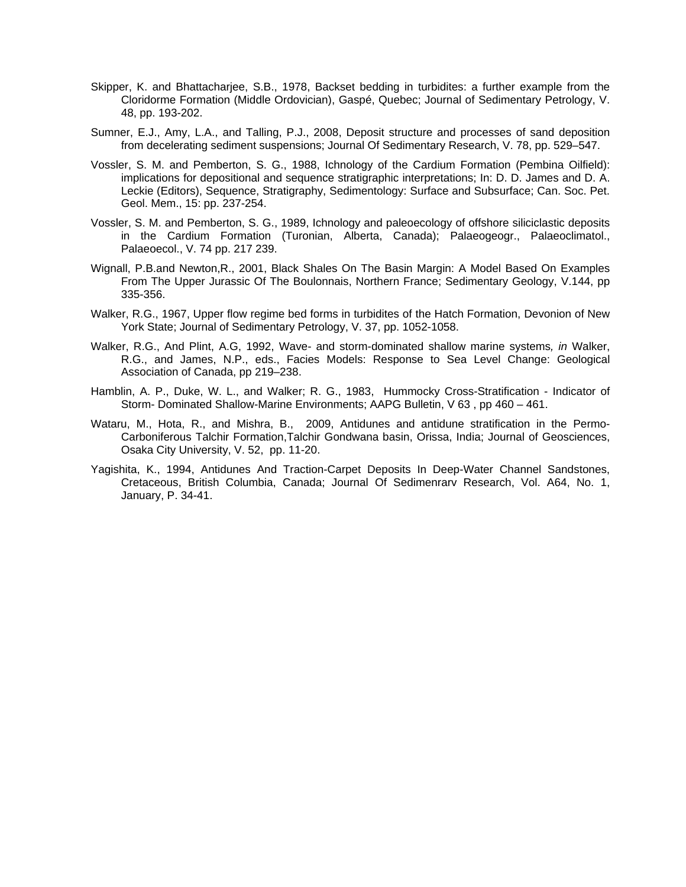Skipper, K. and Bhattacharjee, S.B., 1978, Backset bedding in turbidites: a further example from the Cloridorme Formation (Middle Ordovician), Gaspé, Quebec; Journal of Sedimentary Petrology, V. 48, pp. 193-202.

Sumner, E.J., Amy, L.A., and Talling, P.J., 2008, Deposit structure and processes of sand deposition from decelerating sediment suspensions; Journal Of Sedimentary Research, V. 78, pp. 529–547.

Vossler, S. M. and Pemberton, S. G., 1988, Ichnology of the Cardium Formation (Pembina Oilfield): implications for depositional and sequence stratigraphic interpretations; In: D. D. James and D. A. Leckie (Editors), Sequence, Stratigraphy, Sedimentology: Surface and Subsurface; Can. Soc. Pet. Geol. Mem., 15: pp. 237-254.

Vossler, S. M. and Pemberton, S. G., 1989, Ichnology and paleoecology of offshore siliciclastic deposits in the Cardium Formation (Turonian, Alberta, Canada); Palaeogeogr., Palaeoclimatol., Palaeoecol., V. 74 pp. 217 239.

Wignall, P.B.and Newton,R., 2001, Black Shales On The Basin Margin: A Model Based On Examples From The Upper Jurassic Of The Boulonnais, Northern France; Sedimentary Geology, V.144, pp 335-356.

Walker, R.G., 1967, Upper flow regime bed forms in turbidites of the Hatch Formation, Devonion of New York State; Journal of Sedimentary Petrology, V. 37, pp. 1052-1058.

Walker, R.G., And Plint, A.G, 1992, Wave- and storm-dominated shallow marine systems*, in* Walker, R.G., and James, N.P., eds., Facies Models: Response to Sea Level Change: Geological Association of Canada, pp 219–238.

Hamblin, A. P., Duke, W. L., and Walker; R. G., 1983, Hummocky Cross-Stratification - Indicator of Storm- Dominated Shallow-Marine Environments; AAPG Bulletin, V 63 , pp 460 – 461.

Wataru, M., Hota, R., and Mishra, B., 2009, Antidunes and antidune stratification in the Permo-Carboniferous Talchir Formation,Talchir Gondwana basin, Orissa, India; Journal of Geosciences, Osaka City University, V. 52, pp. 11-20.

Yagishita, K., 1994, Antidunes And Traction-Carpet Deposits In Deep-Water Channel Sandstones, Cretaceous, British Columbia, Canada; Journal Of Sedimenrarv Research, Vol. A64, No. 1, January, P. 34-41.